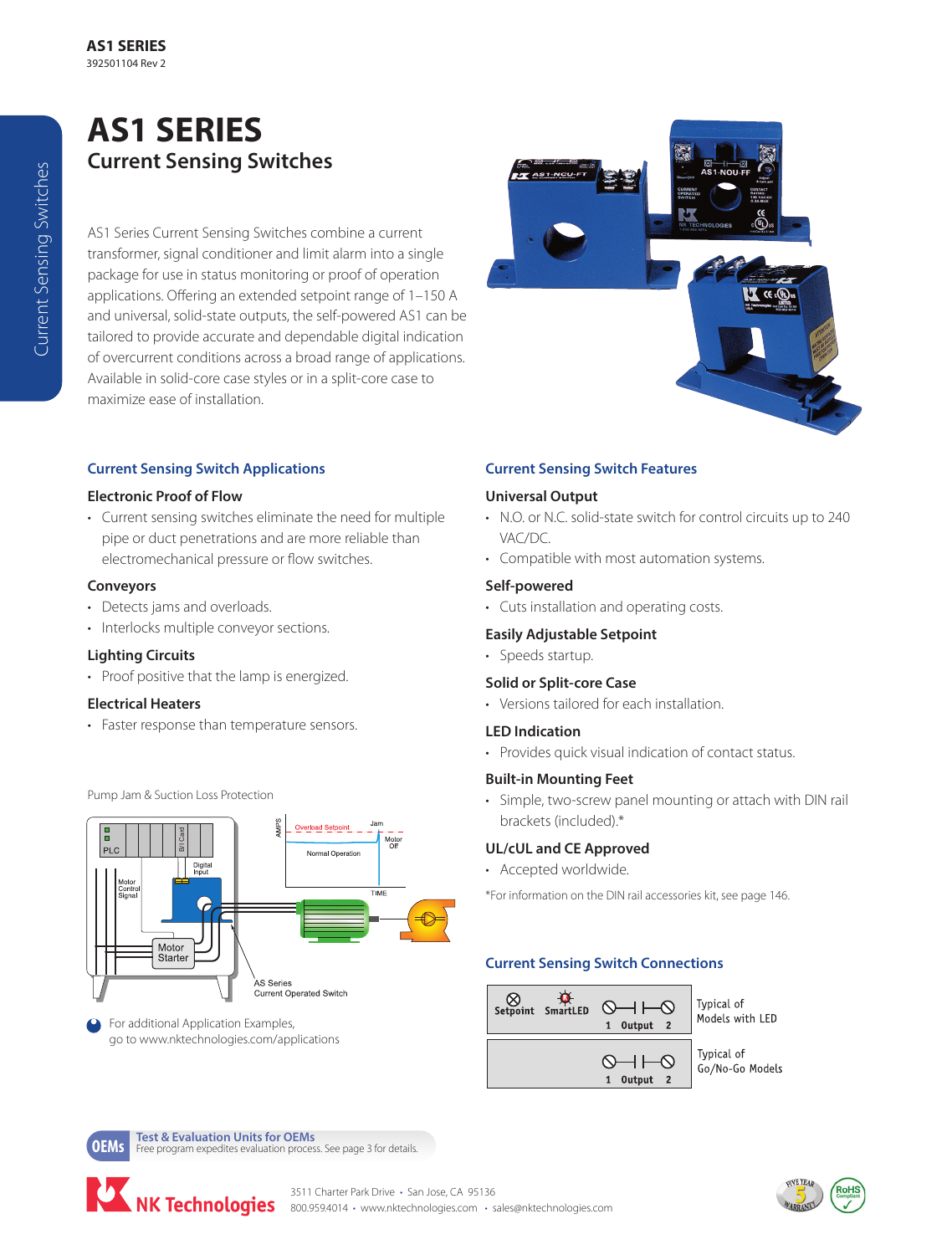# AS1 SERIES

## Current Sensing Switches

AS1 Series Current Sensing Switches combine a current transformer, signal conditioner and limit alarm into a single package for use in status monitoring or proof of operation applications. Offering an extended setpoint range of 1–150 A and universal, solid-state outputs, the self-powered AS1 can be tailored to provide accurate and dependable digital indication of overcurrent conditions across a broad range of applications. Available in solid-core case styles or in a split-core case to maximize ease of installation.

### Current Sensing Switch Applications

**Electronic Proof of Flow**

- Current sensing switches eliminate the need for multiple pipe or duct penetrations and are more reliable than electromechanical pressure or flow switches.

**Conveyors**

- Detects jams and overloads.
- Interlocks multiple conveyor sections.

**Lighting Circuits**

- Proof positive that the lamp is energized.

**Electrical Heaters**

- Faster response than temperature sensors.

Pump Jam & Suction Loss Protection

For additional Application Examples, go to www.nktechnologies.com/applications

### Current Sensing Switch Features

**Universal Output**

- N.O. or N.C. solid-state switch for control circuits up to 240 VAC/DC.
- Compatible with most automation systems.

**Self-powered**

- Cuts installation and operating costs.

**Easily Adjustable Setpoint**

- Speeds startup.

**Solid or Split-core Case**

- Versions tailored for each installation.

**LED Indication**

- Provides quick visual indication of contact status.

**Built-in Mounting Feet**

- Simple, two-screw panel mounting or attach with DIN rail brackets (included).*

**UL/cUL and CE Approved**

- Accepted worldwide.

*For information on the DIN rail accessories kit, see page 146.

### Current Sensing Switch Connections

| Connections | Model |
|---|---|
| Setpoint, SmartLED, 1 Output 2 | Typical of Models with LED |
| 1 Output 2 | Typical of Go/No-Go Models |

**OEMs** Test & Evaluation Units for OEMs
Free program expedites evaluation process. See page 3 for details.

NK Technologies
3511 Charter Park Drive • San Jose, CA 95136
800.959.4014 • www.nktechnologies.com • sales@nktechnologies.com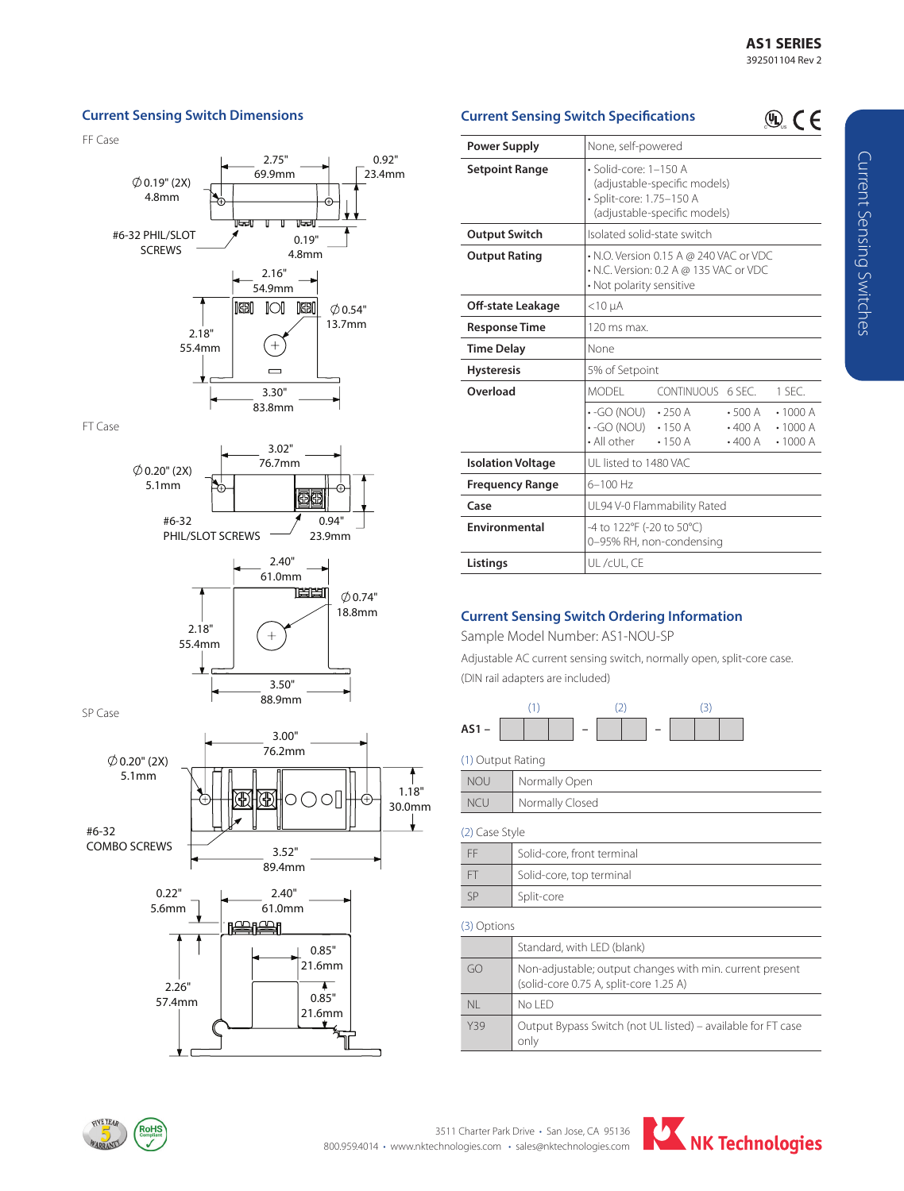## Current Sensing Switch Dimensions

FF Case

2.75"
69.9mm

0.92"
23.4mm

∅ 0.19" (2X)
4.8mm

#6-32 PHIL/SLOT SCREWS

0.19"
4.8mm

2.16"
54.9mm

∅ 0.54"
13.7mm

2.18"
55.4mm

3.30"
83.8mm

FT Case

3.02"
76.7mm

∅ 0.20" (2X)
5.1mm

#6-32 PHIL/SLOT SCREWS

0.94"
23.9mm

2.40"
61.0mm

∅ 0.74"
18.8mm

2.18"
55.4mm

3.50"
88.9mm

SP Case

3.00"
76.2mm

∅ 0.20" (2X)
5.1mm

1.18"
30.0mm

#6-32 COMBO SCREWS

3.52"
89.4mm

0.22"
5.6mm

2.40"
61.0mm

0.85"
21.6mm

2.26"
57.4mm

0.85"
21.6mm

## Current Sensing Switch Specifications

| | | | | |
|---|---|---|---|---|
| **Power Supply** | None, self-powered | | | |
| **Setpoint Range** | • Solid-core: 1–150 A (adjustable-specific models)<br>• Split-core: 1.75–150 A (adjustable-specific models) | | | |
| **Output Switch** | Isolated solid-state switch | | | |
| **Output Rating** | • N.O. Version 0.15 A @ 240 VAC or VDC<br>• N.C. Version: 0.2 A @ 135 VAC or VDC<br>• Not polarity sensitive | | | |
| **Off-state Leakage** | <10 μA | | | |
| **Response Time** | 120 ms max. | | | |
| **Time Delay** | None | | | |
| **Hysteresis** | 5% of Setpoint | | | |
| **Overload** | MODEL | CONTINUOUS | 6 SEC. | 1 SEC. |
| | • -GO (NOU) | • 250 A | • 500 A | • 1000 A |
| | • -GO (NOU) | • 150 A | • 400 A | • 1000 A |
| | • All other | • 150 A | • 400 A | • 1000 A |
| **Isolation Voltage** | UL listed to 1480 VAC | | | |
| **Frequency Range** | 6–100 Hz | | | |
| **Case** | UL94 V-0 Flammability Rated | | | |
| **Environmental** | -4 to 122°F (-20 to 50°C)<br>0–95% RH, non-condensing | | | |
| **Listings** | UL /cUL, CE | | | |

## Current Sensing Switch Ordering Information

Sample Model Number: AS1-NOU-SP

Adjustable AC current sensing switch, normally open, split-core case.
(DIN rail adapters are included)

**AS1 –** (1) – (2) – (3)

(1) Output Rating

| | |
|---|---|
| NOU | Normally Open |
| NCU | Normally Closed |

(2) Case Style

| | |
|---|---|
| FF | Solid-core, front terminal |
| FT | Solid-core, top terminal |
| SP | Split-core |

(3) Options

| | |
|---|---|
| | Standard, with LED (blank) |
| GO | Non-adjustable; output changes with min. current present (solid-core 0.75 A, split-core 1.25 A) |
| NL | No LED |
| Y39 | Output Bypass Switch (not UL listed) – available for FT case only |

3511 Charter Park Drive • San Jose, CA 95136
800.959.4014 • www.nktechnologies.com • sales@nktechnologies.com